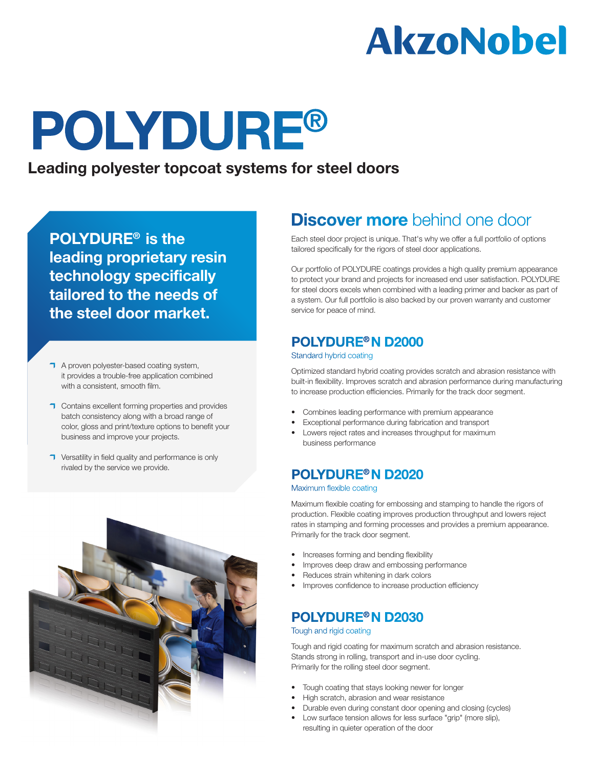AkzoNobel

# POLYDURE®

## Leading polyester topcoat systems for steel doors

**POLYDURE® is the leading proprietary resin technology specifically tailored to the needs of the steel door market.**

- A proven polyester-based coating system, it provides a trouble-free application combined with a consistent, smooth film.
- Contains excellent forming properties and provides batch consistency along with a broad range of color, gloss and print/texture options to benefit your business and improve your projects.
- Versatility in field quality and performance is only rivaled by the service we provide.

## Discover more behind one door

Each steel door project is unique. That's why we offer a full portfolio of options tailored specifically for the rigors of steel door applications.

Our portfolio of POLYDURE coatings provides a high quality premium appearance to protect your brand and projects for increased end user satisfaction. POLYDURE for steel doors excels when combined with a leading primer and backer as part of a system. Our full portfolio is also backed by our proven warranty and customer service for peace of mind.

### POLYDURE® N D2000

Standard hybrid coating

Optimized standard hybrid coating provides scratch and abrasion resistance with built-in flexibility. Improves scratch and abrasion performance during manufacturing to increase production efficiencies. Primarily for the track door segment.

- Combines leading performance with premium appearance
- Exceptional performance during fabrication and transport
- Lowers reject rates and increases throughput for maximum business performance

### POLYDURE® N D2020

Maximum flexible coating

Maximum flexible coating for embossing and stamping to handle the rigors of production. Flexible coating improves production throughput and lowers reject rates in stamping and forming processes and provides a premium appearance. Primarily for the track door segment.

- Increases forming and bending flexibility
- Improves deep draw and embossing performance
- Reduces strain whitening in dark colors
- Improves confidence to increase production efficiency

### POLYDURE® N D2030

Tough and rigid coating

Tough and rigid coating for maximum scratch and abrasion resistance. Stands strong in rolling, transport and in-use door cycling. Primarily for the rolling steel door segment.

- Tough coating that stays looking newer for longer
- High scratch, abrasion and wear resistance
- Durable even during constant door opening and closing (cycles)
- Low surface tension allows for less surface "grip" (more slip), resulting in quieter operation of the door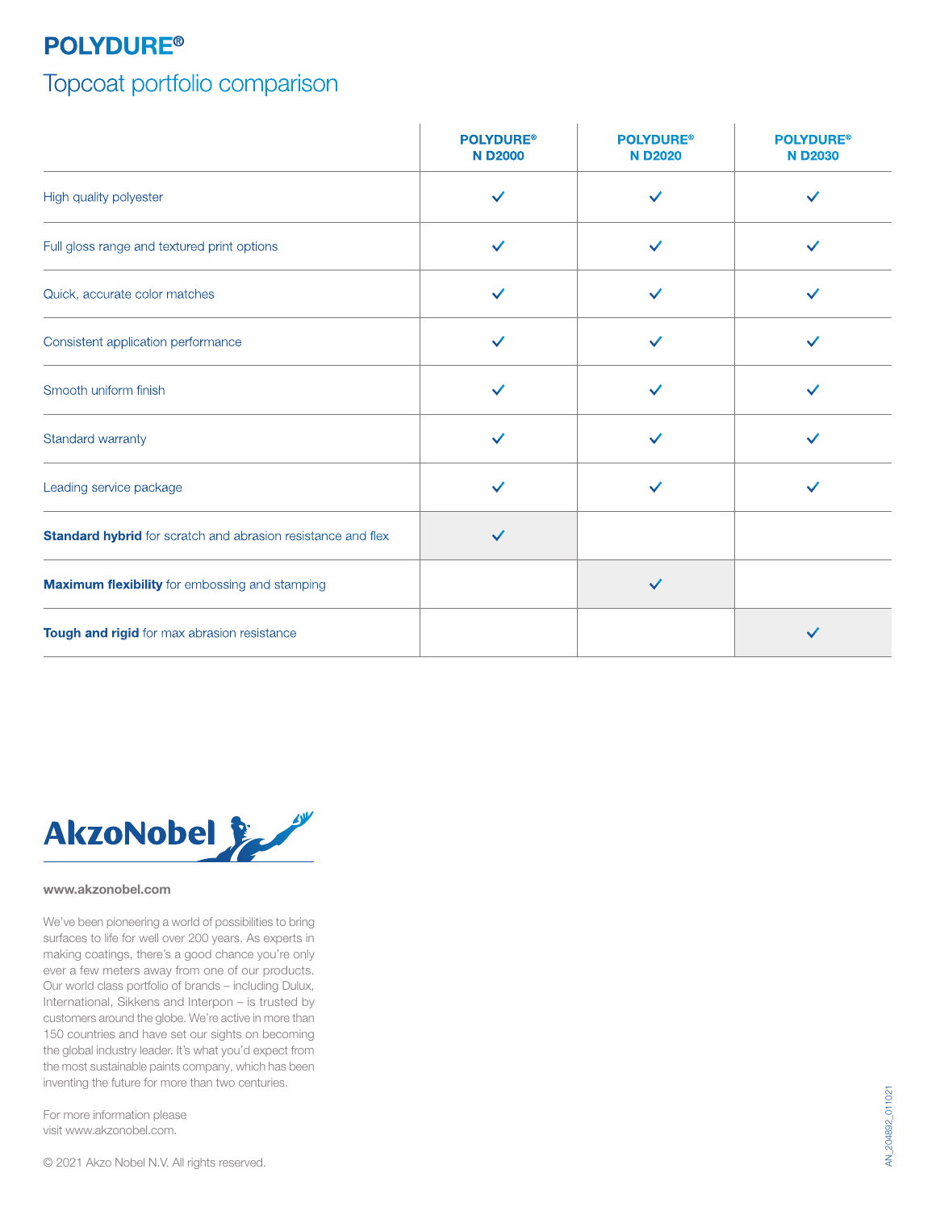# POLYDURE®

## Topcoat portfolio comparison

| | POLYDURE® N D2000 | POLYDURE® N D2020 | POLYDURE® N D2030 |
|---|---|---|---|
| High quality polyester | ✓ | ✓ | ✓ |
| Full gloss range and textured print options | ✓ | ✓ | ✓ |
| Quick, accurate color matches | ✓ | ✓ | ✓ |
| Consistent application performance | ✓ | ✓ | ✓ |
| Smooth uniform finish | ✓ | ✓ | ✓ |
| Standard warranty | ✓ | ✓ | ✓ |
| Leading service package | ✓ | ✓ | ✓ |
| **Standard hybrid** for scratch and abrasion resistance and flex | ✓ | | |
| **Maximum flexibility** for embossing and stamping | | ✓ | |
| **Tough and rigid** for max abrasion resistance | | | ✓ |

AkzoNobel

**www.akzonobel.com**

We've been pioneering a world of possibilities to bring surfaces to life for well over 200 years. As experts in making coatings, there's a good chance you're only ever a few meters away from one of our products. Our world class portfolio of brands – including Dulux, International, Sikkens and Interpon – is trusted by customers around the globe. We're active in more than 150 countries and have set our sights on becoming the global industry leader. It's what you'd expect from the most sustainable paints company, which has been inventing the future for more than two centuries.

For more information please visit www.akzonobel.com.

© 2021 Akzo Nobel N.V. All rights reserved.

AN_204892_011021